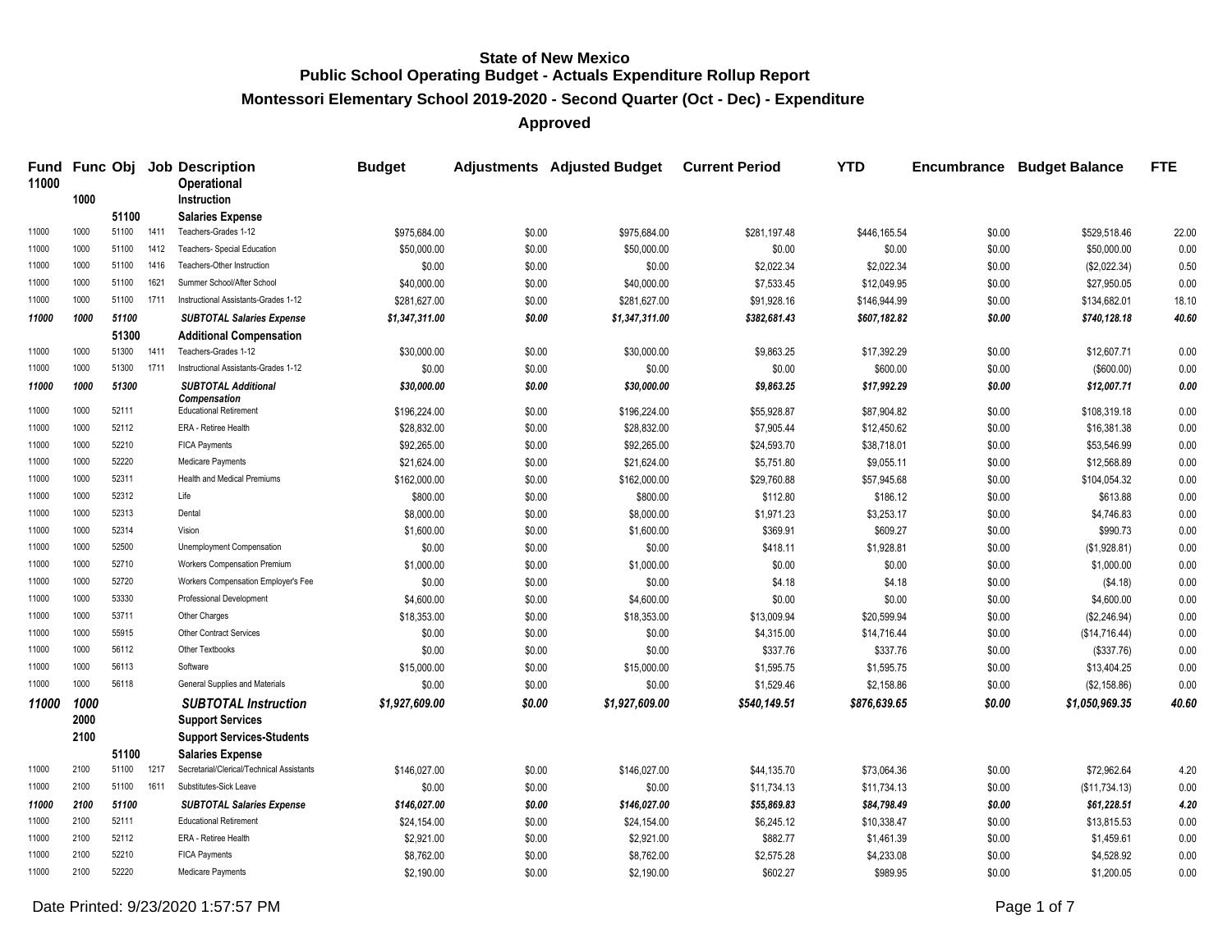# State of New Mexico
## Public School Operating Budget - Actuals Expenditure Rollup Report
### Montessori Elementary School 2019-2020 - Second Quarter (Oct - Dec) - Expenditure
### Approved

| Fund | Func | Obj | Job | Description | Budget | Adjustments | Adjusted Budget | Current Period | YTD | Encumbrance | Budget Balance | FTE |
|---|---|---|---|---|---|---|---|---|---|---|---|---|
| 11000 | | | | **Operational** | | | | | | | | |
| | 1000 | | | **Instruction** | | | | | | | | |
| | | 51100 | | **Salaries Expense** | | | | | | | | |
| 11000 | 1000 | 51100 | 1411 | Teachers-Grades 1-12 | $975,684.00 | $0.00 | $975,684.00 | $281,197.48 | $446,165.54 | $0.00 | $529,518.46 | 22.00 |
| 11000 | 1000 | 51100 | 1412 | Teachers- Special Education | $50,000.00 | $0.00 | $50,000.00 | $0.00 | $0.00 | $0.00 | $50,000.00 | 0.00 |
| 11000 | 1000 | 51100 | 1416 | Teachers-Other Instruction | $0.00 | $0.00 | $0.00 | $2,022.34 | $2,022.34 | $0.00 | ($2,022.34) | 0.50 |
| 11000 | 1000 | 51100 | 1621 | Summer School/After School | $40,000.00 | $0.00 | $40,000.00 | $7,533.45 | $12,049.95 | $0.00 | $27,950.05 | 0.00 |
| 11000 | 1000 | 51100 | 1711 | Instructional Assistants-Grades 1-12 | $281,627.00 | $0.00 | $281,627.00 | $91,928.16 | $146,944.99 | $0.00 | $134,682.01 | 18.10 |
| ***11000*** | ***1000*** | ***51100*** | | ***SUBTOTAL Salaries Expense*** | ***$1,347,311.00*** | ***$0.00*** | ***$1,347,311.00*** | ***$382,681.43*** | ***$607,182.82*** | ***$0.00*** | ***$740,128.18*** | ***40.60*** |
| | | 51300 | | **Additional Compensation** | | | | | | | | |
| 11000 | 1000 | 51300 | 1411 | Teachers-Grades 1-12 | $30,000.00 | $0.00 | $30,000.00 | $9,863.25 | $17,392.29 | $0.00 | $12,607.71 | 0.00 |
| 11000 | 1000 | 51300 | 1711 | Instructional Assistants-Grades 1-12 | $0.00 | $0.00 | $0.00 | $0.00 | $600.00 | $0.00 | ($600.00) | 0.00 |
| ***11000*** | ***1000*** | ***51300*** | | ***SUBTOTAL Additional Compensation*** | ***$30,000.00*** | ***$0.00*** | ***$30,000.00*** | ***$9,863.25*** | ***$17,992.29*** | ***$0.00*** | ***$12,007.71*** | ***0.00*** |
| 11000 | 1000 | 52111 | | Educational Retirement | $196,224.00 | $0.00 | $196,224.00 | $55,928.87 | $87,904.82 | $0.00 | $108,319.18 | 0.00 |
| 11000 | 1000 | 52112 | | ERA - Retiree Health | $28,832.00 | $0.00 | $28,832.00 | $7,905.44 | $12,450.62 | $0.00 | $16,381.38 | 0.00 |
| 11000 | 1000 | 52210 | | FICA Payments | $92,265.00 | $0.00 | $92,265.00 | $24,593.70 | $38,718.01 | $0.00 | $53,546.99 | 0.00 |
| 11000 | 1000 | 52220 | | Medicare Payments | $21,624.00 | $0.00 | $21,624.00 | $5,751.80 | $9,055.11 | $0.00 | $12,568.89 | 0.00 |
| 11000 | 1000 | 52311 | | Health and Medical Premiums | $162,000.00 | $0.00 | $162,000.00 | $29,760.88 | $57,945.68 | $0.00 | $104,054.32 | 0.00 |
| 11000 | 1000 | 52312 | | Life | $800.00 | $0.00 | $800.00 | $112.80 | $186.12 | $0.00 | $613.88 | 0.00 |
| 11000 | 1000 | 52313 | | Dental | $8,000.00 | $0.00 | $8,000.00 | $1,971.23 | $3,253.17 | $0.00 | $4,746.83 | 0.00 |
| 11000 | 1000 | 52314 | | Vision | $1,600.00 | $0.00 | $1,600.00 | $369.91 | $609.27 | $0.00 | $990.73 | 0.00 |
| 11000 | 1000 | 52500 | | Unemployment Compensation | $0.00 | $0.00 | $0.00 | $418.11 | $1,928.81 | $0.00 | ($1,928.81) | 0.00 |
| 11000 | 1000 | 52710 | | Workers Compensation Premium | $1,000.00 | $0.00 | $1,000.00 | $0.00 | $0.00 | $0.00 | $1,000.00 | 0.00 |
| 11000 | 1000 | 52720 | | Workers Compensation Employer's Fee | $0.00 | $0.00 | $0.00 | $4.18 | $4.18 | $0.00 | ($4.18) | 0.00 |
| 11000 | 1000 | 53330 | | Professional Development | $4,600.00 | $0.00 | $4,600.00 | $0.00 | $0.00 | $0.00 | $4,600.00 | 0.00 |
| 11000 | 1000 | 53711 | | Other Charges | $18,353.00 | $0.00 | $18,353.00 | $13,009.94 | $20,599.94 | $0.00 | ($2,246.94) | 0.00 |
| 11000 | 1000 | 55915 | | Other Contract Services | $0.00 | $0.00 | $0.00 | $4,315.00 | $14,716.44 | $0.00 | ($14,716.44) | 0.00 |
| 11000 | 1000 | 56112 | | Other Textbooks | $0.00 | $0.00 | $0.00 | $337.76 | $337.76 | $0.00 | ($337.76) | 0.00 |
| 11000 | 1000 | 56113 | | Software | $15,000.00 | $0.00 | $15,000.00 | $1,595.75 | $1,595.75 | $0.00 | $13,404.25 | 0.00 |
| 11000 | 1000 | 56118 | | General Supplies and Materials | $0.00 | $0.00 | $0.00 | $1,529.46 | $2,158.86 | $0.00 | ($2,158.86) | 0.00 |
| ***11000*** | ***1000*** | | | ***SUBTOTAL Instruction*** | ***$1,927,609.00*** | ***$0.00*** | ***$1,927,609.00*** | ***$540,149.51*** | ***$876,639.65*** | ***$0.00*** | ***$1,050,969.35*** | ***40.60*** |
| | 2000 | | | **Support Services** | | | | | | | | |
| | 2100 | | | **Support Services-Students** | | | | | | | | |
| | | 51100 | | **Salaries Expense** | | | | | | | | |
| 11000 | 2100 | 51100 | 1217 | Secretarial/Clerical/Technical Assistants | $146,027.00 | $0.00 | $146,027.00 | $44,135.70 | $73,064.36 | $0.00 | $72,962.64 | 4.20 |
| 11000 | 2100 | 51100 | 1611 | Substitutes-Sick Leave | $0.00 | $0.00 | $0.00 | $11,734.13 | $11,734.13 | $0.00 | ($11,734.13) | 0.00 |
| ***11000*** | ***2100*** | ***51100*** | | ***SUBTOTAL Salaries Expense*** | ***$146,027.00*** | ***$0.00*** | ***$146,027.00*** | ***$55,869.83*** | ***$84,798.49*** | ***$0.00*** | ***$61,228.51*** | ***4.20*** |
| 11000 | 2100 | 52111 | | Educational Retirement | $24,154.00 | $0.00 | $24,154.00 | $6,245.12 | $10,338.47 | $0.00 | $13,815.53 | 0.00 |
| 11000 | 2100 | 52112 | | ERA - Retiree Health | $2,921.00 | $0.00 | $2,921.00 | $882.77 | $1,461.39 | $0.00 | $1,459.61 | 0.00 |
| 11000 | 2100 | 52210 | | FICA Payments | $8,762.00 | $0.00 | $8,762.00 | $2,575.28 | $4,233.08 | $0.00 | $4,528.92 | 0.00 |
| 11000 | 2100 | 52220 | | Medicare Payments | $2,190.00 | $0.00 | $2,190.00 | $602.27 | $989.95 | $0.00 | $1,200.05 | 0.00 |

Date Printed: 9/23/2020 1:57:57 PM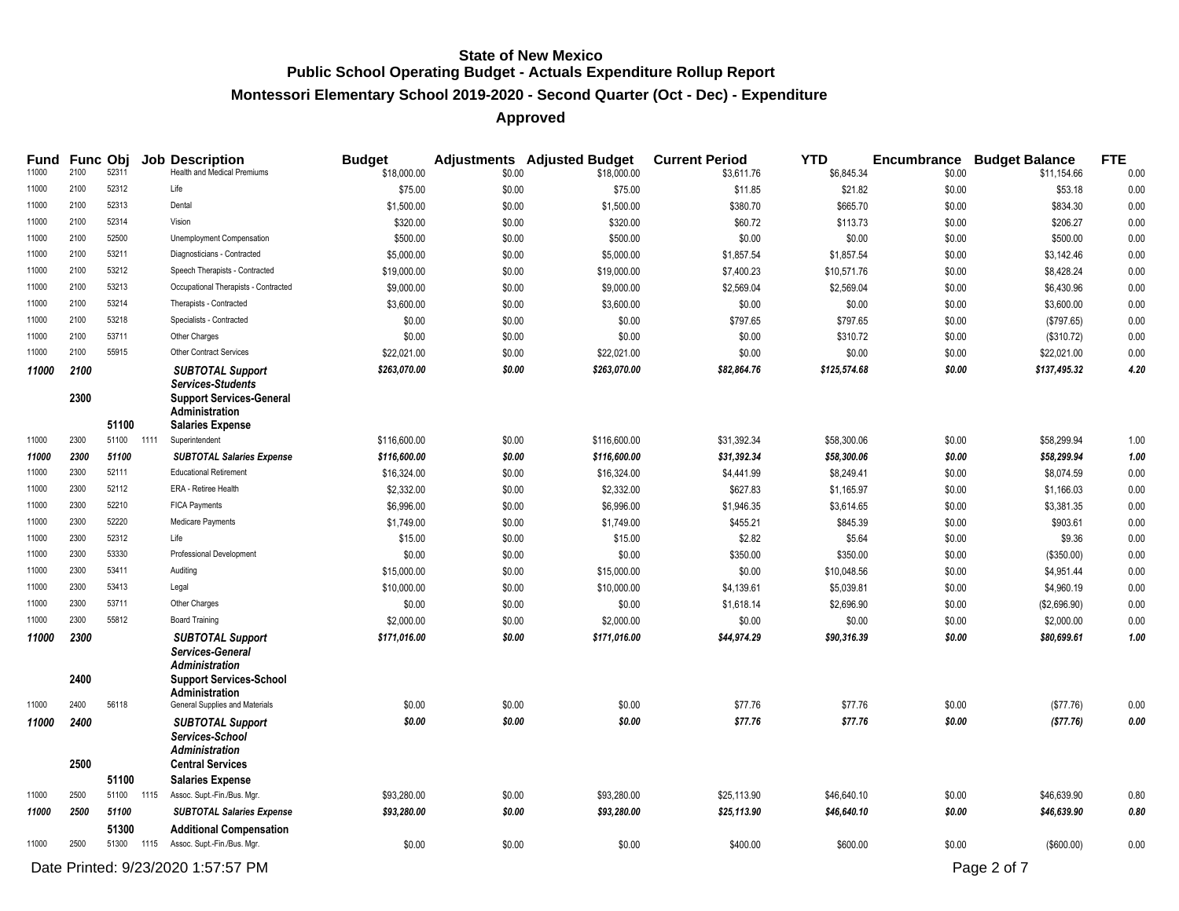# State of New Mexico
## Public School Operating Budget - Actuals Expenditure Rollup Report
### Montessori Elementary School 2019-2020 - Second Quarter (Oct - Dec) - Expenditure
### Approved

| Fund | Func | Obj | Job | Description | Budget | Adjustments | Adjusted Budget | Current Period | YTD | Encumbrance | Budget Balance | FTE |
|---|---|---|---|---|---|---|---|---|---|---|---|---|
| 11000 | 2100 | 52311 | | Health and Medical Premiums | $18,000.00 | $0.00 | $18,000.00 | $3,611.76 | $6,845.34 | $0.00 | $11,154.66 | 0.00 |
| 11000 | 2100 | 52312 | | Life | $75.00 | $0.00 | $75.00 | $11.85 | $21.82 | $0.00 | $53.18 | 0.00 |
| 11000 | 2100 | 52313 | | Dental | $1,500.00 | $0.00 | $1,500.00 | $380.70 | $665.70 | $0.00 | $834.30 | 0.00 |
| 11000 | 2100 | 52314 | | Vision | $320.00 | $0.00 | $320.00 | $60.72 | $113.73 | $0.00 | $206.27 | 0.00 |
| 11000 | 2100 | 52500 | | Unemployment Compensation | $500.00 | $0.00 | $500.00 | $0.00 | $0.00 | $0.00 | $500.00 | 0.00 |
| 11000 | 2100 | 53211 | | Diagnosticians - Contracted | $5,000.00 | $0.00 | $5,000.00 | $1,857.54 | $1,857.54 | $0.00 | $3,142.46 | 0.00 |
| 11000 | 2100 | 53212 | | Speech Therapists - Contracted | $19,000.00 | $0.00 | $19,000.00 | $7,400.23 | $10,571.76 | $0.00 | $8,428.24 | 0.00 |
| 11000 | 2100 | 53213 | | Occupational Therapists - Contracted | $9,000.00 | $0.00 | $9,000.00 | $2,569.04 | $2,569.04 | $0.00 | $6,430.96 | 0.00 |
| 11000 | 2100 | 53214 | | Therapists - Contracted | $3,600.00 | $0.00 | $3,600.00 | $0.00 | $0.00 | $0.00 | $3,600.00 | 0.00 |
| 11000 | 2100 | 53218 | | Specialists - Contracted | $0.00 | $0.00 | $0.00 | $797.65 | $797.65 | $0.00 | ($797.65) | 0.00 |
| 11000 | 2100 | 53711 | | Other Charges | $0.00 | $0.00 | $0.00 | $0.00 | $310.72 | $0.00 | ($310.72) | 0.00 |
| 11000 | 2100 | 55915 | | Other Contract Services | $22,021.00 | $0.00 | $22,021.00 | $0.00 | $0.00 | $0.00 | $22,021.00 | 0.00 |
| ***11000*** | ***2100*** | | | ***SUBTOTAL Support Services-Students*** | ***$263,070.00*** | ***$0.00*** | ***$263,070.00*** | ***$82,864.76*** | ***$125,574.68*** | ***$0.00*** | ***$137,495.32*** | ***4.20*** |
| | **2300** | | | **Support Services-General Administration** | | | | | | | | |
| | | **51100** | | **Salaries Expense** | | | | | | | | |
| 11000 | 2300 | 51100 | 1111 | Superintendent | $116,600.00 | $0.00 | $116,600.00 | $31,392.34 | $58,300.06 | $0.00 | $58,299.94 | 1.00 |
| ***11000*** | ***2300*** | ***51100*** | | ***SUBTOTAL Salaries Expense*** | ***$116,600.00*** | ***$0.00*** | ***$116,600.00*** | ***$31,392.34*** | ***$58,300.06*** | ***$0.00*** | ***$58,299.94*** | ***1.00*** |
| 11000 | 2300 | 52111 | | Educational Retirement | $16,324.00 | $0.00 | $16,324.00 | $4,441.99 | $8,249.41 | $0.00 | $8,074.59 | 0.00 |
| 11000 | 2300 | 52112 | | ERA - Retiree Health | $2,332.00 | $0.00 | $2,332.00 | $627.83 | $1,165.97 | $0.00 | $1,166.03 | 0.00 |
| 11000 | 2300 | 52210 | | FICA Payments | $6,996.00 | $0.00 | $6,996.00 | $1,946.35 | $3,614.65 | $0.00 | $3,381.35 | 0.00 |
| 11000 | 2300 | 52220 | | Medicare Payments | $1,749.00 | $0.00 | $1,749.00 | $455.21 | $845.39 | $0.00 | $903.61 | 0.00 |
| 11000 | 2300 | 52312 | | Life | $15.00 | $0.00 | $15.00 | $2.82 | $5.64 | $0.00 | $9.36 | 0.00 |
| 11000 | 2300 | 53330 | | Professional Development | $0.00 | $0.00 | $0.00 | $350.00 | $350.00 | $0.00 | ($350.00) | 0.00 |
| 11000 | 2300 | 53411 | | Auditing | $15,000.00 | $0.00 | $15,000.00 | $0.00 | $10,048.56 | $0.00 | $4,951.44 | 0.00 |
| 11000 | 2300 | 53413 | | Legal | $10,000.00 | $0.00 | $10,000.00 | $4,139.61 | $5,039.81 | $0.00 | $4,960.19 | 0.00 |
| 11000 | 2300 | 53711 | | Other Charges | $0.00 | $0.00 | $0.00 | $1,618.14 | $2,696.90 | $0.00 | ($2,696.90) | 0.00 |
| 11000 | 2300 | 55812 | | Board Training | $2,000.00 | $0.00 | $2,000.00 | $0.00 | $0.00 | $0.00 | $2,000.00 | 0.00 |
| ***11000*** | ***2300*** | | | ***SUBTOTAL Support Services-General Administration*** | ***$171,016.00*** | ***$0.00*** | ***$171,016.00*** | ***$44,974.29*** | ***$90,316.39*** | ***$0.00*** | ***$80,699.61*** | ***1.00*** |
| | **2400** | | | **Support Services-School Administration** | | | | | | | | |
| 11000 | 2400 | 56118 | | General Supplies and Materials | $0.00 | $0.00 | $0.00 | $77.76 | $77.76 | $0.00 | ($77.76) | 0.00 |
| ***11000*** | ***2400*** | | | ***SUBTOTAL Support Services-School Administration*** | ***$0.00*** | ***$0.00*** | ***$0.00*** | ***$77.76*** | ***$77.76*** | ***$0.00*** | ***($77.76)*** | ***0.00*** |
| | **2500** | | | **Central Services** | | | | | | | | |
| | | **51100** | | **Salaries Expense** | | | | | | | | |
| 11000 | 2500 | 51100 | 1115 | Assoc. Supt.-Fin./Bus. Mgr. | $93,280.00 | $0.00 | $93,280.00 | $25,113.90 | $46,640.10 | $0.00 | $46,639.90 | 0.80 |
| ***11000*** | ***2500*** | ***51100*** | | ***SUBTOTAL Salaries Expense*** | ***$93,280.00*** | ***$0.00*** | ***$93,280.00*** | ***$25,113.90*** | ***$46,640.10*** | ***$0.00*** | ***$46,639.90*** | ***0.80*** |
| | | **51300** | | **Additional Compensation** | | | | | | | | |
| 11000 | 2500 | 51300 | 1115 | Assoc. Supt.-Fin./Bus. Mgr. | $0.00 | $0.00 | $0.00 | $400.00 | $600.00 | $0.00 | ($600.00) | 0.00 |

Date Printed: 9/23/2020 1:57:57 PM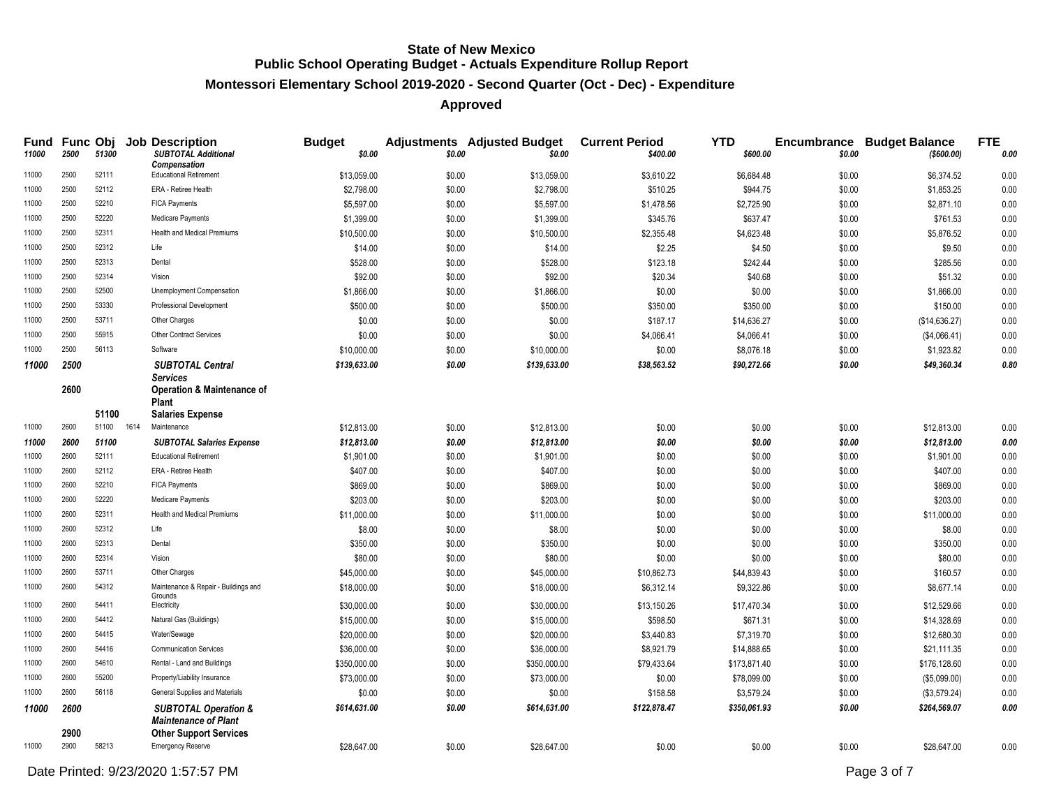**State of New Mexico**
**Public School Operating Budget - Actuals Expenditure Rollup Report**

**Montessori Elementary School 2019-2020 - Second Quarter (Oct - Dec) - Expenditure**

**Approved**

| Fund | Func | Obj | Job | Description | Budget | Adjustments | Adjusted Budget | Current Period | YTD | Encumbrance | Budget Balance | FTE |
|---|---|---|---|---|---|---|---|---|---|---|---|---|
| *11000* | *2500* | *51300* | | ***SUBTOTAL Additional Compensation*** | *$0.00* | *$0.00* | *$0.00* | *$400.00* | *$600.00* | *$0.00* | *($600.00)* | *0.00* |
| 11000 | 2500 | 52111 | | Educational Retirement | $13,059.00 | $0.00 | $13,059.00 | $3,610.22 | $6,684.48 | $0.00 | $6,374.52 | 0.00 |
| 11000 | 2500 | 52112 | | ERA - Retiree Health | $2,798.00 | $0.00 | $2,798.00 | $510.25 | $944.75 | $0.00 | $1,853.25 | 0.00 |
| 11000 | 2500 | 52210 | | FICA Payments | $5,597.00 | $0.00 | $5,597.00 | $1,478.56 | $2,725.90 | $0.00 | $2,871.10 | 0.00 |
| 11000 | 2500 | 52220 | | Medicare Payments | $1,399.00 | $0.00 | $1,399.00 | $345.76 | $637.47 | $0.00 | $761.53 | 0.00 |
| 11000 | 2500 | 52311 | | Health and Medical Premiums | $10,500.00 | $0.00 | $10,500.00 | $2,355.48 | $4,623.48 | $0.00 | $5,876.52 | 0.00 |
| 11000 | 2500 | 52312 | | Life | $14.00 | $0.00 | $14.00 | $2.25 | $4.50 | $0.00 | $9.50 | 0.00 |
| 11000 | 2500 | 52313 | | Dental | $528.00 | $0.00 | $528.00 | $123.18 | $242.44 | $0.00 | $285.56 | 0.00 |
| 11000 | 2500 | 52314 | | Vision | $92.00 | $0.00 | $92.00 | $20.34 | $40.68 | $0.00 | $51.32 | 0.00 |
| 11000 | 2500 | 52500 | | Unemployment Compensation | $1,866.00 | $0.00 | $1,866.00 | $0.00 | $0.00 | $0.00 | $1,866.00 | 0.00 |
| 11000 | 2500 | 53330 | | Professional Development | $500.00 | $0.00 | $500.00 | $350.00 | $350.00 | $0.00 | $150.00 | 0.00 |
| 11000 | 2500 | 53711 | | Other Charges | $0.00 | $0.00 | $0.00 | $187.17 | $14,636.27 | $0.00 | ($14,636.27) | 0.00 |
| 11000 | 2500 | 55915 | | Other Contract Services | $0.00 | $0.00 | $0.00 | $4,066.41 | $4,066.41 | $0.00 | ($4,066.41) | 0.00 |
| 11000 | 2500 | 56113 | | Software | $10,000.00 | $0.00 | $10,000.00 | $0.00 | $8,076.18 | $0.00 | $1,923.82 | 0.00 |
| ***11000*** | ***2500*** | | | ***SUBTOTAL Central Services*** | ***$139,633.00*** | ***$0.00*** | ***$139,633.00*** | ***$38,563.52*** | ***$90,272.66*** | ***$0.00*** | ***$49,360.34*** | ***0.80*** |
| | **2600** | | | **Operation & Maintenance of Plant** | | | | | | | | |
| | | **51100** | | **Salaries Expense** | | | | | | | | |
| 11000 | 2600 | 51100 | 1614 | Maintenance | $12,813.00 | $0.00 | $12,813.00 | $0.00 | $0.00 | $0.00 | $12,813.00 | 0.00 |
| ***11000*** | ***2600*** | ***51100*** | | ***SUBTOTAL Salaries Expense*** | ***$12,813.00*** | ***$0.00*** | ***$12,813.00*** | ***$0.00*** | ***$0.00*** | ***$0.00*** | ***$12,813.00*** | ***0.00*** |
| 11000 | 2600 | 52111 | | Educational Retirement | $1,901.00 | $0.00 | $1,901.00 | $0.00 | $0.00 | $0.00 | $1,901.00 | 0.00 |
| 11000 | 2600 | 52112 | | ERA - Retiree Health | $407.00 | $0.00 | $407.00 | $0.00 | $0.00 | $0.00 | $407.00 | 0.00 |
| 11000 | 2600 | 52210 | | FICA Payments | $869.00 | $0.00 | $869.00 | $0.00 | $0.00 | $0.00 | $869.00 | 0.00 |
| 11000 | 2600 | 52220 | | Medicare Payments | $203.00 | $0.00 | $203.00 | $0.00 | $0.00 | $0.00 | $203.00 | 0.00 |
| 11000 | 2600 | 52311 | | Health and Medical Premiums | $11,000.00 | $0.00 | $11,000.00 | $0.00 | $0.00 | $0.00 | $11,000.00 | 0.00 |
| 11000 | 2600 | 52312 | | Life | $8.00 | $0.00 | $8.00 | $0.00 | $0.00 | $0.00 | $8.00 | 0.00 |
| 11000 | 2600 | 52313 | | Dental | $350.00 | $0.00 | $350.00 | $0.00 | $0.00 | $0.00 | $350.00 | 0.00 |
| 11000 | 2600 | 52314 | | Vision | $80.00 | $0.00 | $80.00 | $0.00 | $0.00 | $0.00 | $80.00 | 0.00 |
| 11000 | 2600 | 53711 | | Other Charges | $45,000.00 | $0.00 | $45,000.00 | $10,862.73 | $44,839.43 | $0.00 | $160.57 | 0.00 |
| 11000 | 2600 | 54312 | | Maintenance & Repair - Buildings and Grounds | $18,000.00 | $0.00 | $18,000.00 | $6,312.14 | $9,322.86 | $0.00 | $8,677.14 | 0.00 |
| 11000 | 2600 | 54411 | | Electricity | $30,000.00 | $0.00 | $30,000.00 | $13,150.26 | $17,470.34 | $0.00 | $12,529.66 | 0.00 |
| 11000 | 2600 | 54412 | | Natural Gas (Buildings) | $15,000.00 | $0.00 | $15,000.00 | $598.50 | $671.31 | $0.00 | $14,328.69 | 0.00 |
| 11000 | 2600 | 54415 | | Water/Sewage | $20,000.00 | $0.00 | $20,000.00 | $3,440.83 | $7,319.70 | $0.00 | $12,680.30 | 0.00 |
| 11000 | 2600 | 54416 | | Communication Services | $36,000.00 | $0.00 | $36,000.00 | $8,921.79 | $14,888.65 | $0.00 | $21,111.35 | 0.00 |
| 11000 | 2600 | 54610 | | Rental - Land and Buildings | $350,000.00 | $0.00 | $350,000.00 | $79,433.64 | $173,871.40 | $0.00 | $176,128.60 | 0.00 |
| 11000 | 2600 | 55200 | | Property/Liability Insurance | $73,000.00 | $0.00 | $73,000.00 | $0.00 | $78,099.00 | $0.00 | ($5,099.00) | 0.00 |
| 11000 | 2600 | 56118 | | General Supplies and Materials | $0.00 | $0.00 | $0.00 | $158.58 | $3,579.24 | $0.00 | ($3,579.24) | 0.00 |
| ***11000*** | ***2600*** | | | ***SUBTOTAL Operation & Maintenance of Plant*** | ***$614,631.00*** | ***$0.00*** | ***$614,631.00*** | ***$122,878.47*** | ***$350,061.93*** | ***$0.00*** | ***$264,569.07*** | ***0.00*** |
| | **2900** | | | **Other Support Services** | | | | | | | | |
| 11000 | 2900 | 58213 | | Emergency Reserve | $28,647.00 | $0.00 | $28,647.00 | $0.00 | $0.00 | $0.00 | $28,647.00 | 0.00 |

Date Printed: 9/23/2020 1:57:57 PM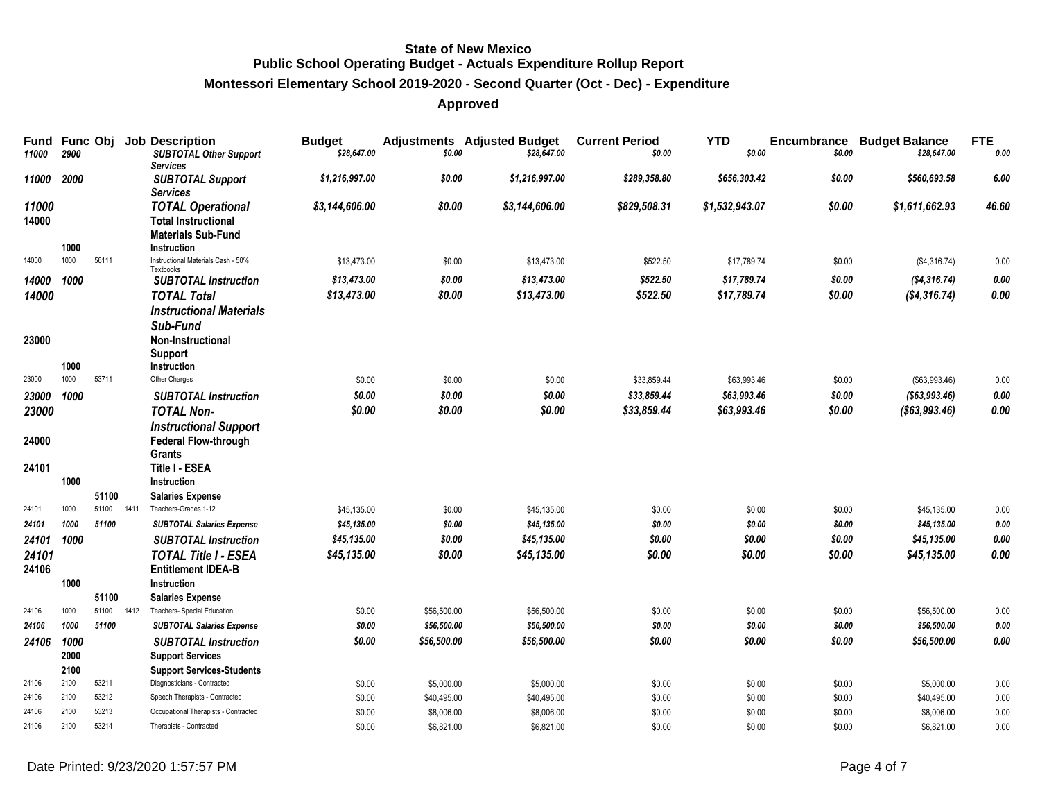**State of New Mexico**
**Public School Operating Budget - Actuals Expenditure Rollup Report**
**Montessori Elementary School 2019-2020 - Second Quarter (Oct - Dec) - Expenditure**
**Approved**

| Fund | Func | Obj | Job | Description | Budget | Adjustments | Adjusted Budget | Current Period | YTD | Encumbrance | Budget Balance | FTE |
|---|---|---|---|---|---|---|---|---|---|---|---|---|
| *11000* | *2900* | | | *SUBTOTAL Other Support Services* | *$28,647.00* | *$0.00* | *$28,647.00* | *$0.00* | *$0.00* | *$0.00* | *$28,647.00* | *0.00* |
| *11000* | *2000* | | | *SUBTOTAL Support Services* | *$1,216,997.00* | *$0.00* | *$1,216,997.00* | *$289,358.80* | *$656,303.42* | *$0.00* | *$560,693.58* | *6.00* |
| *11000* | | | | *TOTAL Operational* | *$3,144,606.00* | *$0.00* | *$3,144,606.00* | *$829,508.31* | *$1,532,943.07* | *$0.00* | *$1,611,662.93* | *46.60* |
| **14000** | | | | **Total Instructional Materials Sub-Fund** | | | | | | | | |
| | **1000** | | | **Instruction** | | | | | | | | |
| 14000 | 1000 | 56111 | | Instructional Materials Cash - 50% Textbooks | $13,473.00 | $0.00 | $13,473.00 | $522.50 | $17,789.74 | $0.00 | ($4,316.74) | 0.00 |
| *14000* | *1000* | | | *SUBTOTAL Instruction* | *$13,473.00* | *$0.00* | *$13,473.00* | *$522.50* | *$17,789.74* | *$0.00* | *($4,316.74)* | *0.00* |
| *14000* | | | | *TOTAL Total Instructional Materials Sub-Fund* | *$13,473.00* | *$0.00* | *$13,473.00* | *$522.50* | *$17,789.74* | *$0.00* | *($4,316.74)* | *0.00* |
| **23000** | | | | **Non-Instructional Support** | | | | | | | | |
| | **1000** | | | **Instruction** | | | | | | | | |
| 23000 | 1000 | 53711 | | Other Charges | $0.00 | $0.00 | $0.00 | $33,859.44 | $63,993.46 | $0.00 | ($63,993.46) | 0.00 |
| *23000* | *1000* | | | *SUBTOTAL Instruction* | *$0.00* | *$0.00* | *$0.00* | *$33,859.44* | *$63,993.46* | *$0.00* | *($63,993.46)* | *0.00* |
| *23000* | | | | *TOTAL Non-Instructional Support* | *$0.00* | *$0.00* | *$0.00* | *$33,859.44* | *$63,993.46* | *$0.00* | *($63,993.46)* | *0.00* |
| **24000** | | | | **Federal Flow-through Grants** | | | | | | | | |
| **24101** | | | | **Title I - ESEA** | | | | | | | | |
| | **1000** | | | **Instruction** | | | | | | | | |
| | | **51100** | | **Salaries Expense** | | | | | | | | |
| 24101 | 1000 | 51100 | 1411 | Teachers-Grades 1-12 | $45,135.00 | $0.00 | $45,135.00 | $0.00 | $0.00 | $0.00 | $45,135.00 | 0.00 |
| *24101* | *1000* | *51100* | | *SUBTOTAL Salaries Expense* | *$45,135.00* | *$0.00* | *$45,135.00* | *$0.00* | *$0.00* | *$0.00* | *$45,135.00* | *0.00* |
| *24101* | *1000* | | | *SUBTOTAL Instruction* | *$45,135.00* | *$0.00* | *$45,135.00* | *$0.00* | *$0.00* | *$0.00* | *$45,135.00* | *0.00* |
| *24101* | | | | *TOTAL Title I - ESEA* | *$45,135.00* | *$0.00* | *$45,135.00* | *$0.00* | *$0.00* | *$0.00* | *$45,135.00* | *0.00* |
| **24106** | | | | **Entitlement IDEA-B** | | | | | | | | |
| | **1000** | | | **Instruction** | | | | | | | | |
| | | **51100** | | **Salaries Expense** | | | | | | | | |
| 24106 | 1000 | 51100 | 1412 | Teachers- Special Education | $0.00 | $56,500.00 | $56,500.00 | $0.00 | $0.00 | $0.00 | $56,500.00 | 0.00 |
| *24106* | *1000* | *51100* | | *SUBTOTAL Salaries Expense* | *$0.00* | *$56,500.00* | *$56,500.00* | *$0.00* | *$0.00* | *$0.00* | *$56,500.00* | *0.00* |
| *24106* | *1000* | | | *SUBTOTAL Instruction* | *$0.00* | *$56,500.00* | *$56,500.00* | *$0.00* | *$0.00* | *$0.00* | *$56,500.00* | *0.00* |
| | **2000** | | | **Support Services** | | | | | | | | |
| | **2100** | | | **Support Services-Students** | | | | | | | | |
| 24106 | 2100 | 53211 | | Diagnosticians - Contracted | $0.00 | $5,000.00 | $5,000.00 | $0.00 | $0.00 | $0.00 | $5,000.00 | 0.00 |
| 24106 | 2100 | 53212 | | Speech Therapists - Contracted | $0.00 | $40,495.00 | $40,495.00 | $0.00 | $0.00 | $0.00 | $40,495.00 | 0.00 |
| 24106 | 2100 | 53213 | | Occupational Therapists - Contracted | $0.00 | $8,006.00 | $8,006.00 | $0.00 | $0.00 | $0.00 | $8,006.00 | 0.00 |
| 24106 | 2100 | 53214 | | Therapists - Contracted | $0.00 | $6,821.00 | $6,821.00 | $0.00 | $0.00 | $0.00 | $6,821.00 | 0.00 |

Date Printed: 9/23/2020 1:57:57 PM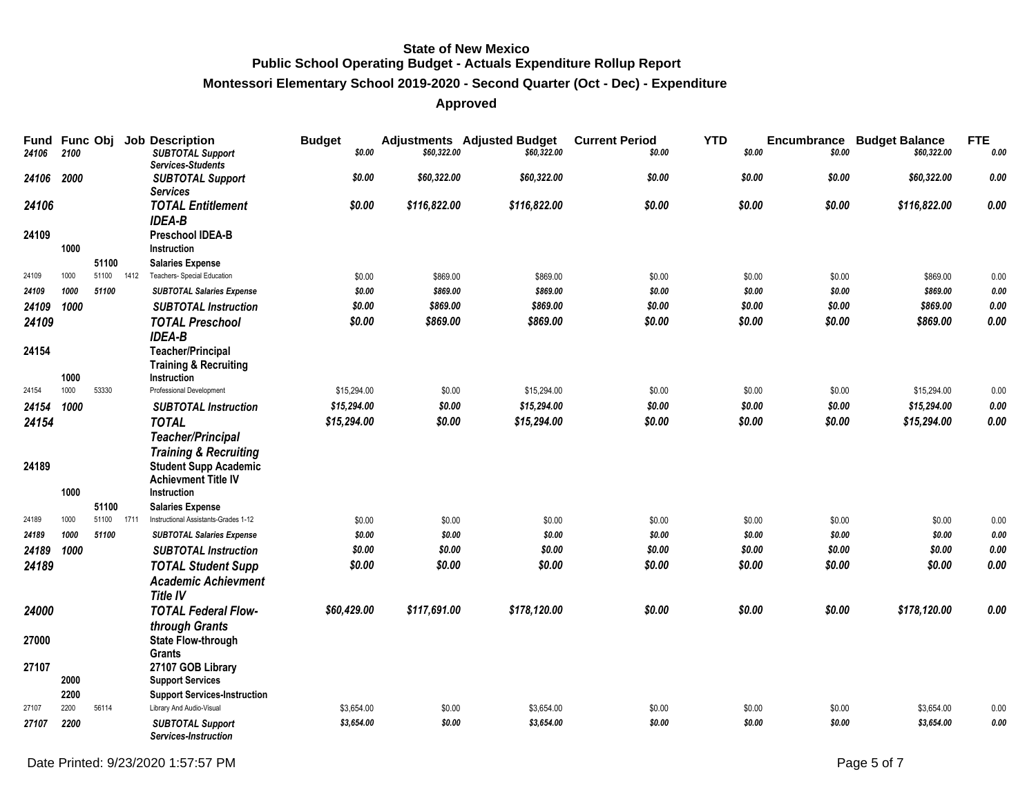**State of New Mexico**
**Public School Operating Budget - Actuals Expenditure Rollup Report**
**Montessori Elementary School 2019-2020 - Second Quarter (Oct - Dec) - Expenditure**
**Approved**

| Fund | Func | Obj | Job | Description | Budget | Adjustments | Adjusted Budget | Current Period | YTD | Encumbrance | Budget Balance | FTE |
|---|---|---|---|---|---|---|---|---|---|---|---|---|
| *24106* | *2100* | | | *SUBTOTAL Support Services-Students* | *$0.00* | *$60,322.00* | *$60,322.00* | *$0.00* | *$0.00* | *$0.00* | *$60,322.00* | *0.00* |
| *24106* | *2000* | | | *SUBTOTAL Support Services* | *$0.00* | *$60,322.00* | *$60,322.00* | *$0.00* | *$0.00* | *$0.00* | *$60,322.00* | *0.00* |
| *24106* | | | | *TOTAL Entitlement IDEA-B* | *$0.00* | *$116,822.00* | *$116,822.00* | *$0.00* | *$0.00* | *$0.00* | *$116,822.00* | *0.00* |
| **24109** | | | | **Preschool IDEA-B** | | | | | | | | |
| | **1000** | | | **Instruction** | | | | | | | | |
| | | **51100** | | **Salaries Expense** | | | | | | | | |
| 24109 | 1000 | 51100 | 1412 | Teachers- Special Education | $0.00 | $869.00 | $869.00 | $0.00 | $0.00 | $0.00 | $869.00 | 0.00 |
| *24109* | *1000* | *51100* | | *SUBTOTAL Salaries Expense* | *$0.00* | *$869.00* | *$869.00* | *$0.00* | *$0.00* | *$0.00* | *$869.00* | *0.00* |
| *24109* | *1000* | | | *SUBTOTAL Instruction* | *$0.00* | *$869.00* | *$869.00* | *$0.00* | *$0.00* | *$0.00* | *$869.00* | *0.00* |
| *24109* | | | | *TOTAL Preschool IDEA-B* | *$0.00* | *$869.00* | *$869.00* | *$0.00* | *$0.00* | *$0.00* | *$869.00* | *0.00* |
| **24154** | | | | **Teacher/Principal Training & Recruiting** | | | | | | | | |
| | **1000** | | | **Instruction** | | | | | | | | |
| 24154 | 1000 | 53330 | | Professional Development | $15,294.00 | $0.00 | $15,294.00 | $0.00 | $0.00 | $0.00 | $15,294.00 | 0.00 |
| *24154* | *1000* | | | *SUBTOTAL Instruction* | *$15,294.00* | *$0.00* | *$15,294.00* | *$0.00* | *$0.00* | *$0.00* | *$15,294.00* | *0.00* |
| *24154* | | | | *TOTAL Teacher/Principal Training & Recruiting* | *$15,294.00* | *$0.00* | *$15,294.00* | *$0.00* | *$0.00* | *$0.00* | *$15,294.00* | *0.00* |
| **24189** | | | | **Student Supp Academic Achievment Title IV** | | | | | | | | |
| | **1000** | | | **Instruction** | | | | | | | | |
| | | **51100** | | **Salaries Expense** | | | | | | | | |
| 24189 | 1000 | 51100 | 1711 | Instructional Assistants-Grades 1-12 | $0.00 | $0.00 | $0.00 | $0.00 | $0.00 | $0.00 | $0.00 | 0.00 |
| *24189* | *1000* | *51100* | | *SUBTOTAL Salaries Expense* | *$0.00* | *$0.00* | *$0.00* | *$0.00* | *$0.00* | *$0.00* | *$0.00* | *0.00* |
| *24189* | *1000* | | | *SUBTOTAL Instruction* | *$0.00* | *$0.00* | *$0.00* | *$0.00* | *$0.00* | *$0.00* | *$0.00* | *0.00* |
| *24189* | | | | *TOTAL Student Supp Academic Achievment Title IV* | *$0.00* | *$0.00* | *$0.00* | *$0.00* | *$0.00* | *$0.00* | *$0.00* | *0.00* |
| *24000* | | | | *TOTAL Federal Flow-through Grants* | *$60,429.00* | *$117,691.00* | *$178,120.00* | *$0.00* | *$0.00* | *$0.00* | *$178,120.00* | *0.00* |
| **27000** | | | | **State Flow-through Grants** | | | | | | | | |
| **27107** | | | | **27107 GOB Library** | | | | | | | | |
| | **2000** | | | **Support Services** | | | | | | | | |
| | **2200** | | | **Support Services-Instruction** | | | | | | | | |
| 27107 | 2200 | 56114 | | Library And Audio-Visual | $3,654.00 | $0.00 | $3,654.00 | $0.00 | $0.00 | $0.00 | $3,654.00 | 0.00 |
| *27107* | *2200* | | | *SUBTOTAL Support Services-Instruction* | *$3,654.00* | *$0.00* | *$3,654.00* | *$0.00* | *$0.00* | *$0.00* | *$3,654.00* | *0.00* |

Date Printed: 9/23/2020 1:57:57 PM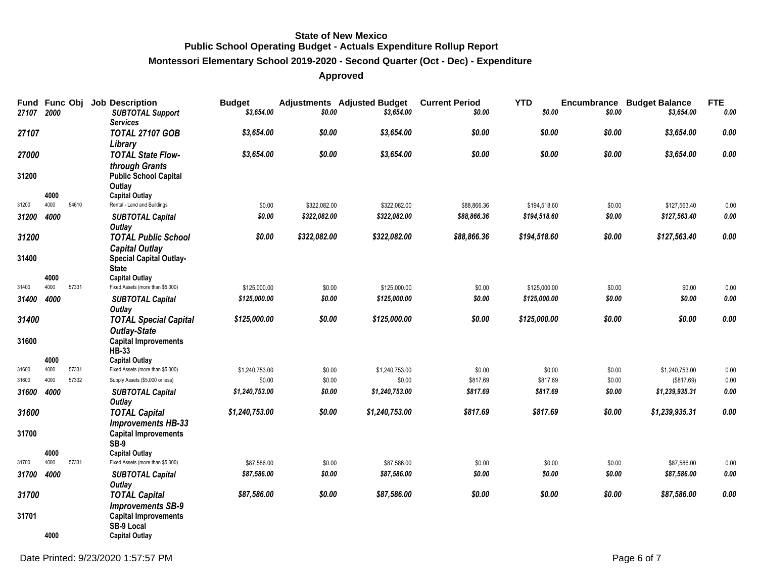**State of New Mexico**
**Public School Operating Budget - Actuals Expenditure Rollup Report**
**Montessori Elementary School 2019-2020 - Second Quarter (Oct - Dec) - Expenditure**
**Approved**

| Fund | Func | Obj | Job | Description | Budget | Adjustments | Adjusted Budget | Current Period | YTD | Encumbrance | Budget Balance | FTE |
|---|---|---|---|---|---|---|---|---|---|---|---|---|
| *27107* | *2000* | | | ***SUBTOTAL Support Services*** | *$3,654.00* | *$0.00* | *$3,654.00* | *$0.00* | *$0.00* | *$0.00* | *$3,654.00* | *0.00* |
| ***27107*** | | | | ***TOTAL 27107 GOB Library*** | ***$3,654.00*** | ***$0.00*** | ***$3,654.00*** | ***$0.00*** | ***$0.00*** | ***$0.00*** | ***$3,654.00*** | ***0.00*** |
| ***27000*** | | | | ***TOTAL State Flow-through Grants*** | ***$3,654.00*** | ***$0.00*** | ***$3,654.00*** | ***$0.00*** | ***$0.00*** | ***$0.00*** | ***$3,654.00*** | ***0.00*** |
| **31200** | | | | **Public School Capital Outlay** | | | | | | | | |
| | **4000** | | | **Capital Outlay** | | | | | | | | |
| 31200 | 4000 | 54610 | | Rental - Land and Buildings | $0.00 | $322,082.00 | $322,082.00 | $88,866.36 | $194,518.60 | $0.00 | $127,563.40 | 0.00 |
| *31200* | *4000* | | | ***SUBTOTAL Capital Outlay*** | *$0.00* | *$322,082.00* | *$322,082.00* | *$88,866.36* | *$194,518.60* | *$0.00* | *$127,563.40* | *0.00* |
| ***31200*** | | | | ***TOTAL Public School Capital Outlay*** | ***$0.00*** | ***$322,082.00*** | ***$322,082.00*** | ***$88,866.36*** | ***$194,518.60*** | ***$0.00*** | ***$127,563.40*** | ***0.00*** |
| **31400** | | | | **Special Capital Outlay-State** | | | | | | | | |
| | **4000** | | | **Capital Outlay** | | | | | | | | |
| 31400 | 4000 | 57331 | | Fixed Assets (more than $5,000) | $125,000.00 | $0.00 | $125,000.00 | $0.00 | $125,000.00 | $0.00 | $0.00 | 0.00 |
| *31400* | *4000* | | | ***SUBTOTAL Capital Outlay*** | *$125,000.00* | *$0.00* | *$125,000.00* | *$0.00* | *$125,000.00* | *$0.00* | *$0.00* | *0.00* |
| ***31400*** | | | | ***TOTAL Special Capital Outlay-State*** | ***$125,000.00*** | ***$0.00*** | ***$125,000.00*** | ***$0.00*** | ***$125,000.00*** | ***$0.00*** | ***$0.00*** | ***0.00*** |
| **31600** | | | | **Capital Improvements HB-33** | | | | | | | | |
| | **4000** | | | **Capital Outlay** | | | | | | | | |
| 31600 | 4000 | 57331 | | Fixed Assets (more than $5,000) | $1,240,753.00 | $0.00 | $1,240,753.00 | $0.00 | $0.00 | $0.00 | $1,240,753.00 | 0.00 |
| 31600 | 4000 | 57332 | | Supply Assets ($5,000 or less) | $0.00 | $0.00 | $0.00 | $817.69 | $817.69 | $0.00 | ($817.69) | 0.00 |
| *31600* | *4000* | | | ***SUBTOTAL Capital Outlay*** | *$1,240,753.00* | *$0.00* | *$1,240,753.00* | *$817.69* | *$817.69* | *$0.00* | *$1,239,935.31* | *0.00* |
| ***31600*** | | | | ***TOTAL Capital Improvements HB-33*** | ***$1,240,753.00*** | ***$0.00*** | ***$1,240,753.00*** | ***$817.69*** | ***$817.69*** | ***$0.00*** | ***$1,239,935.31*** | ***0.00*** |
| **31700** | | | | **Capital Improvements SB-9** | | | | | | | | |
| | **4000** | | | **Capital Outlay** | | | | | | | | |
| 31700 | 4000 | 57331 | | Fixed Assets (more than $5,000) | $87,586.00 | $0.00 | $87,586.00 | $0.00 | $0.00 | $0.00 | $87,586.00 | 0.00 |
| *31700* | *4000* | | | ***SUBTOTAL Capital Outlay*** | *$87,586.00* | *$0.00* | *$87,586.00* | *$0.00* | *$0.00* | *$0.00* | *$87,586.00* | *0.00* |
| ***31700*** | | | | ***TOTAL Capital Improvements SB-9*** | ***$87,586.00*** | ***$0.00*** | ***$87,586.00*** | ***$0.00*** | ***$0.00*** | ***$0.00*** | ***$87,586.00*** | ***0.00*** |
| **31701** | | | | **Capital Improvements SB-9 Local** | | | | | | | | |
| | **4000** | | | **Capital Outlay** | | | | | | | | |

Date Printed: 9/23/2020 1:57:57 PM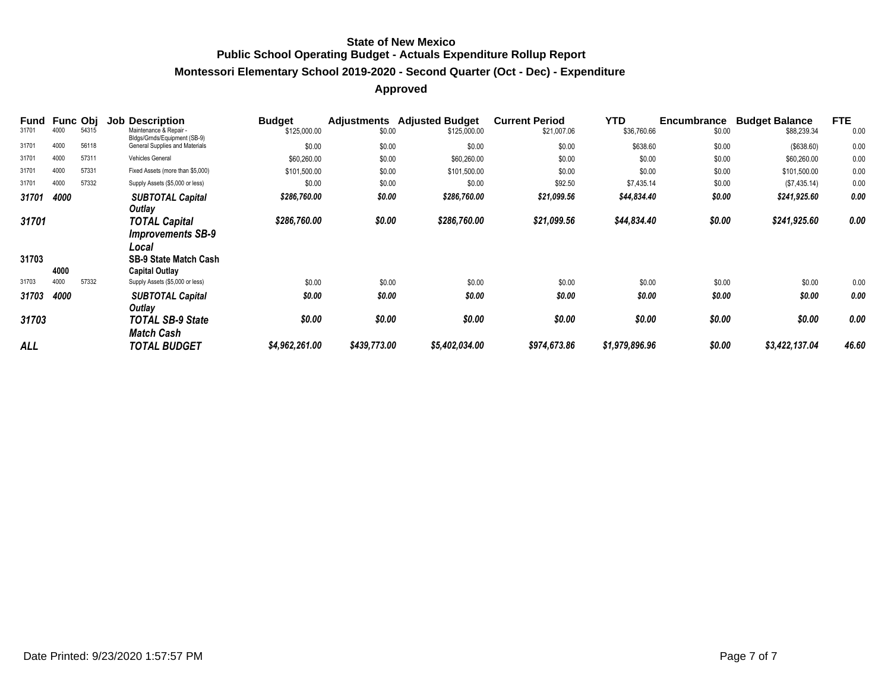**State of New Mexico**
**Public School Operating Budget - Actuals Expenditure Rollup Report**

**Montessori Elementary School 2019-2020 - Second Quarter (Oct - Dec) - Expenditure**

**Approved**

| Fund | Func | Obj | Job | Description | Budget | Adjustments | Adjusted Budget | Current Period | YTD | Encumbrance | Budget Balance | FTE |
|---|---|---|---|---|---|---|---|---|---|---|---|---|
| 31701 | 4000 | 54315 | | Maintenance & Repair - Bldgs/Grnds/Equipment (SB-9) | $125,000.00 | $0.00 | $125,000.00 | $21,007.06 | $36,760.66 | $0.00 | $88,239.34 | 0.00 |
| 31701 | 4000 | 56118 | | General Supplies and Materials | $0.00 | $0.00 | $0.00 | $0.00 | $638.60 | $0.00 | ($638.60) | 0.00 |
| 31701 | 4000 | 57311 | | Vehicles General | $60,260.00 | $0.00 | $60,260.00 | $0.00 | $0.00 | $0.00 | $60,260.00 | 0.00 |
| 31701 | 4000 | 57331 | | Fixed Assets (more than $5,000) | $101,500.00 | $0.00 | $101,500.00 | $0.00 | $0.00 | $0.00 | $101,500.00 | 0.00 |
| 31701 | 4000 | 57332 | | Supply Assets ($5,000 or less) | $0.00 | $0.00 | $0.00 | $92.50 | $7,435.14 | $0.00 | ($7,435.14) | 0.00 |
| ***31701*** | ***4000*** | | | ***SUBTOTAL Capital Outlay*** | ***$286,760.00*** | ***$0.00*** | ***$286,760.00*** | ***$21,099.56*** | ***$44,834.40*** | ***$0.00*** | ***$241,925.60*** | ***0.00*** |
| ***31701*** | | | | ***TOTAL Capital Improvements SB-9 Local*** | ***$286,760.00*** | ***$0.00*** | ***$286,760.00*** | ***$21,099.56*** | ***$44,834.40*** | ***$0.00*** | ***$241,925.60*** | ***0.00*** |
| **31703** | | | | **SB-9 State Match Cash** | | | | | | | | |
| | **4000** | | | **Capital Outlay** | | | | | | | | |
| 31703 | 4000 | 57332 | | Supply Assets ($5,000 or less) | $0.00 | $0.00 | $0.00 | $0.00 | $0.00 | $0.00 | $0.00 | 0.00 |
| ***31703*** | ***4000*** | | | ***SUBTOTAL Capital Outlay*** | ***$0.00*** | ***$0.00*** | ***$0.00*** | ***$0.00*** | ***$0.00*** | ***$0.00*** | ***$0.00*** | ***0.00*** |
| ***31703*** | | | | ***TOTAL SB-9 State Match Cash*** | ***$0.00*** | ***$0.00*** | ***$0.00*** | ***$0.00*** | ***$0.00*** | ***$0.00*** | ***$0.00*** | ***0.00*** |
| ***ALL*** | | | | ***TOTAL BUDGET*** | ***$4,962,261.00*** | ***$439,773.00*** | ***$5,402,034.00*** | ***$974,673.86*** | ***$1,979,896.96*** | ***$0.00*** | ***$3,422,137.04*** | ***46.60*** |

Date Printed: 9/23/2020 1:57:57 PM